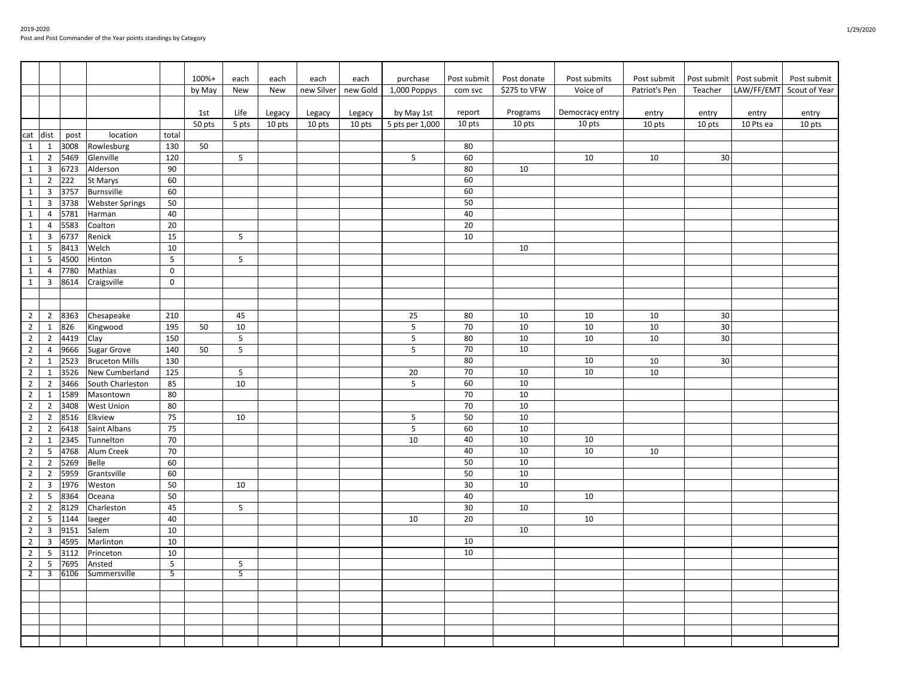2019-2020
Post and Post Commander of the Year points standings by Category

1/29/2020

| cat | dist | post | location | total | 100%+ by May 1st 50 pts | each New Life 5 pts | each New Legacy 10 pts | each new Silver Legacy 10 pts | each new Gold Legacy 10 pts | purchase 1,000 Poppys by May 1st 5 pts per 1,000 | Post submit com svc report 10 pts | Post donate $275 to VFW Programs 10 pts | Post submits Voice of Democracy entry 10 pts | Post submit Patriot's Pen entry 10 pts | Post submit Teacher entry 10 pts | Post submit LAW/FF/EMT entry 10 Pts ea | Post submit Scout of Year entry 10 pts |
|---|---|---|---|---|---|---|---|---|---|---|---|---|---|---|---|---|---|
| 1 | 1 | 3008 | Rowlesburg | 130 | 50 | | | | | | 80 | | | | | | |
| 1 | 2 | 5469 | Glenville | 120 | | 5 | | | | 5 | 60 | | 10 | 10 | 30 | | |
| 1 | 3 | 6723 | Alderson | 90 | | | | | | | 80 | 10 | | | | | |
| 1 | 2 | 222 | St Marys | 60 | | | | | | | 60 | | | | | | |
| 1 | 3 | 3757 | Burnsville | 60 | | | | | | | 60 | | | | | | |
| 1 | 3 | 3738 | Webster Springs | 50 | | | | | | | 50 | | | | | | |
| 1 | 4 | 5781 | Harman | 40 | | | | | | | 40 | | | | | | |
| 1 | 4 | 5583 | Coalton | 20 | | | | | | | 20 | | | | | | |
| 1 | 3 | 6737 | Renick | 15 | | 5 | | | | | 10 | | | | | | |
| 1 | 5 | 8413 | Welch | 10 | | | | | | | | 10 | | | | | |
| 1 | 5 | 4500 | Hinton | 5 | | 5 | | | | | | | | | | | |
| 1 | 4 | 7780 | Mathias | 0 | | | | | | | | | | | | | |
| 1 | 3 | 8614 | Craigsville | 0 | | | | | | | | | | | | | |
| | | | | | | | | | | | | | | | | | |
| | | | | | | | | | | | | | | | | | |
| 2 | 2 | 8363 | Chesapeake | 210 | | 45 | | | | 25 | 80 | 10 | 10 | 10 | 30 | | |
| 2 | 1 | 826 | Kingwood | 195 | 50 | 10 | | | | 5 | 70 | 10 | 10 | 10 | 30 | | |
| 2 | 2 | 4419 | Clay | 150 | | 5 | | | | 5 | 80 | 10 | 10 | 10 | 30 | | |
| 2 | 4 | 9666 | Sugar Grove | 140 | 50 | 5 | | | | 5 | 70 | 10 | | | | | |
| 2 | 1 | 2523 | Bruceton Mills | 130 | | | | | | | 80 | | 10 | 10 | 30 | | |
| 2 | 1 | 3526 | New Cumberland | 125 | | 5 | | | | 20 | 70 | 10 | 10 | 10 | | | |
| 2 | 2 | 3466 | South Charleston | 85 | | 10 | | | | 5 | 60 | 10 | | | | | |
| 2 | 1 | 1589 | Masontown | 80 | | | | | | | 70 | 10 | | | | | |
| 2 | 2 | 3408 | West Union | 80 | | | | | | | 70 | 10 | | | | | |
| 2 | 2 | 8516 | Elkview | 75 | | 10 | | | | 5 | 50 | 10 | | | | | |
| 2 | 2 | 6418 | Saint Albans | 75 | | | | | | 5 | 60 | 10 | | | | | |
| 2 | 1 | 2345 | Tunnelton | 70 | | | | | | 10 | 40 | 10 | 10 | | | | |
| 2 | 5 | 4768 | Alum Creek | 70 | | | | | | | 40 | 10 | 10 | 10 | | | |
| 2 | 2 | 5269 | Belle | 60 | | | | | | | 50 | 10 | | | | | |
| 2 | 2 | 5959 | Grantsville | 60 | | | | | | | 50 | 10 | | | | | |
| 2 | 3 | 1976 | Weston | 50 | | 10 | | | | | 30 | 10 | | | | | |
| 2 | 5 | 8364 | Oceana | 50 | | | | | | | 40 | | 10 | | | | |
| 2 | 2 | 8129 | Charleston | 45 | | 5 | | | | | 30 | 10 | | | | | |
| 2 | 5 | 1144 | Iaeger | 40 | | | | | | 10 | 20 | | 10 | | | | |
| 2 | 3 | 9151 | Salem | 10 | | | | | | | | 10 | | | | | |
| 2 | 3 | 4595 | Marlinton | 10 | | | | | | | 10 | | | | | | |
| 2 | 5 | 3112 | Princeton | 10 | | | | | | | 10 | | | | | | |
| 2 | 5 | 7695 | Ansted | 5 | | 5 | | | | | | | | | | | |
| 2 | 3 | 6106 | Summersville | 5 | | 5 | | | | | | | | | | | |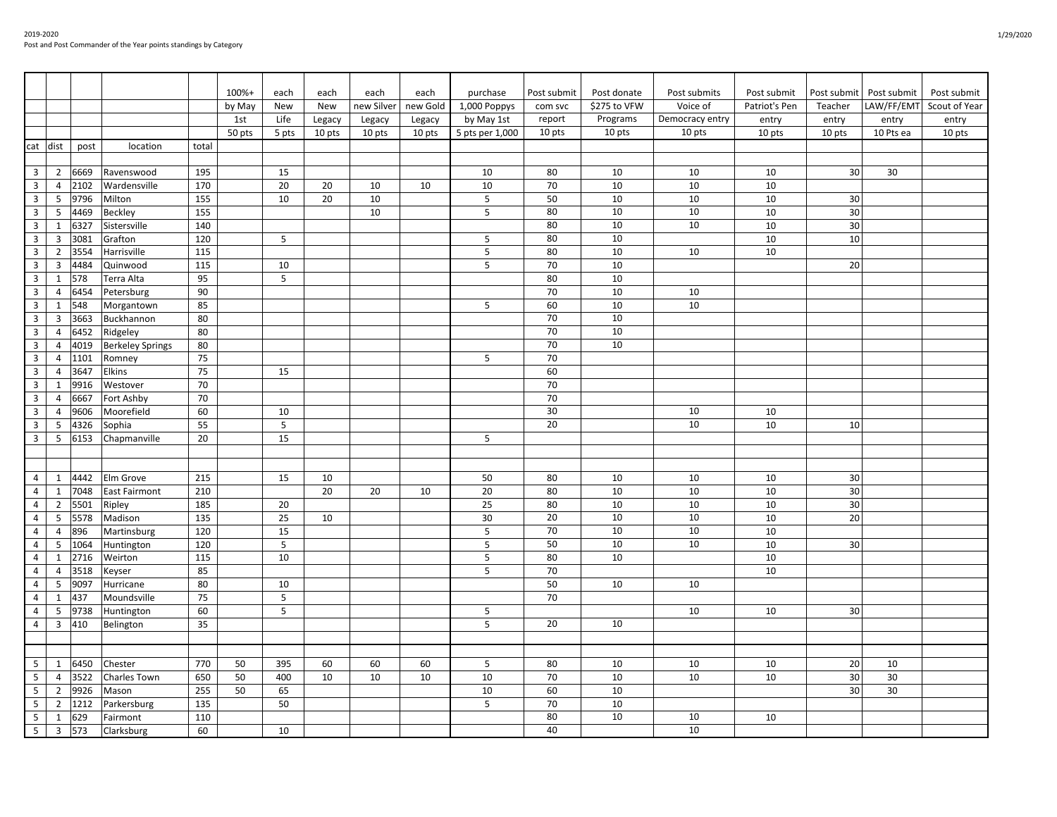| cat | dist | post | location | total | 100%+ by May 1st 50 pts | each New Life 5 pts | each New Legacy 10 pts | each new Silver Legacy 10 pts | each new Gold Legacy 10 pts | purchase 1,000 Poppys by May 1st 5 pts per 1,000 | Post submit com svc report 10 pts | Post donate $275 to VFW Programs 10 pts | Post submits Voice of Democracy entry 10 pts | Post submit Patriot's Pen entry 10 pts | Post submit Teacher entry 10 pts | Post submit LAW/FF/EMT entry 10 Pts ea | Post submit Scout of Year entry 10 pts |
|---|---|---|---|---|---|---|---|---|---|---|---|---|---|---|---|---|---|
| 3 | 2 | 6669 | Ravenswood | 195 | | 15 | | | | 10 | 80 | 10 | 10 | 10 | 30 | 30 | |
| 3 | 4 | 2102 | Wardensville | 170 | | 20 | 20 | 10 | 10 | 10 | 70 | 10 | 10 | 10 | | | |
| 3 | 5 | 9796 | Milton | 155 | | 10 | 20 | 10 | | 5 | 50 | 10 | 10 | 10 | 30 | | |
| 3 | 5 | 4469 | Beckley | 155 | | | | 10 | | 5 | 80 | 10 | 10 | 10 | 30 | | |
| 3 | 1 | 6327 | Sistersville | 140 | | | | | | | 80 | 10 | 10 | 10 | 30 | | |
| 3 | 3 | 3081 | Grafton | 120 | | 5 | | | | 5 | 80 | 10 | | 10 | 10 | | |
| 3 | 2 | 3554 | Harrisville | 115 | | | | | | 5 | 80 | 10 | 10 | 10 | | | |
| 3 | 3 | 4484 | Quinwood | 115 | | 10 | | | | 5 | 70 | 10 | | | 20 | | |
| 3 | 1 | 578 | Terra Alta | 95 | | 5 | | | | | 80 | 10 | | | | | |
| 3 | 4 | 6454 | Petersburg | 90 | | | | | | | 70 | 10 | 10 | | | | |
| 3 | 1 | 548 | Morgantown | 85 | | | | | | 5 | 60 | 10 | 10 | | | | |
| 3 | 3 | 3663 | Buckhannon | 80 | | | | | | | 70 | 10 | | | | | |
| 3 | 4 | 6452 | Ridgeley | 80 | | | | | | | 70 | 10 | | | | | |
| 3 | 4 | 4019 | Berkeley Springs | 80 | | | | | | | 70 | 10 | | | | | |
| 3 | 4 | 1101 | Romney | 75 | | | | | | 5 | 70 | | | | | | |
| 3 | 4 | 3647 | Elkins | 75 | | 15 | | | | | 60 | | | | | | |
| 3 | 1 | 9916 | Westover | 70 | | | | | | | 70 | | | | | | |
| 3 | 4 | 6667 | Fort Ashby | 70 | | | | | | | 70 | | | | | | |
| 3 | 4 | 9606 | Moorefield | 60 | | 10 | | | | | 30 | | 10 | 10 | | | |
| 3 | 5 | 4326 | Sophia | 55 | | 5 | | | | | 20 | | 10 | 10 | 10 | | |
| 3 | 5 | 6153 | Chapmanville | 20 | | 15 | | | | 5 | | | | | | | |
| 4 | 1 | 4442 | Elm Grove | 215 | | 15 | 10 | | | 50 | 80 | 10 | 10 | 10 | 30 | | |
| 4 | 1 | 7048 | East Fairmont | 210 | | | 20 | 20 | 10 | 20 | 80 | 10 | 10 | 10 | 30 | | |
| 4 | 2 | 5501 | Ripley | 185 | | 20 | | | | 25 | 80 | 10 | 10 | 10 | 30 | | |
| 4 | 5 | 5578 | Madison | 135 | | 25 | 10 | | | 30 | 20 | 10 | 10 | 10 | 20 | | |
| 4 | 4 | 896 | Martinsburg | 120 | | 15 | | | | 5 | 70 | 10 | 10 | 10 | | | |
| 4 | 5 | 1064 | Huntington | 120 | | 5 | | | | 5 | 50 | 10 | 10 | 10 | 30 | | |
| 4 | 1 | 2716 | Weirton | 115 | | 10 | | | | 5 | 80 | 10 | | 10 | | | |
| 4 | 4 | 3518 | Keyser | 85 | | | | | | 5 | 70 | | | 10 | | | |
| 4 | 5 | 9097 | Hurricane | 80 | | 10 | | | | | 50 | 10 | 10 | | | | |
| 4 | 1 | 437 | Moundsville | 75 | | 5 | | | | | 70 | | | | | | |
| 4 | 5 | 9738 | Huntington | 60 | | 5 | | | | 5 | | | 10 | 10 | 30 | | |
| 4 | 3 | 410 | Belington | 35 | | | | | | 5 | 20 | 10 | | | | | |
| 5 | 1 | 6450 | Chester | 770 | 50 | 395 | 60 | 60 | 60 | 5 | 80 | 10 | 10 | 10 | 20 | 10 | |
| 5 | 4 | 3522 | Charles Town | 650 | 50 | 400 | 10 | 10 | 10 | 10 | 70 | 10 | 10 | 10 | 30 | 30 | |
| 5 | 2 | 9926 | Mason | 255 | 50 | 65 | | | | 10 | 60 | 10 | | | 30 | 30 | |
| 5 | 2 | 1212 | Parkersburg | 135 | | 50 | | | | 5 | 70 | 10 | | | | | |
| 5 | 1 | 629 | Fairmont | 110 | | | | | | | 80 | 10 | 10 | 10 | | | |
| 5 | 3 | 573 | Clarksburg | 60 | | 10 | | | | | 40 | | 10 | | | | |